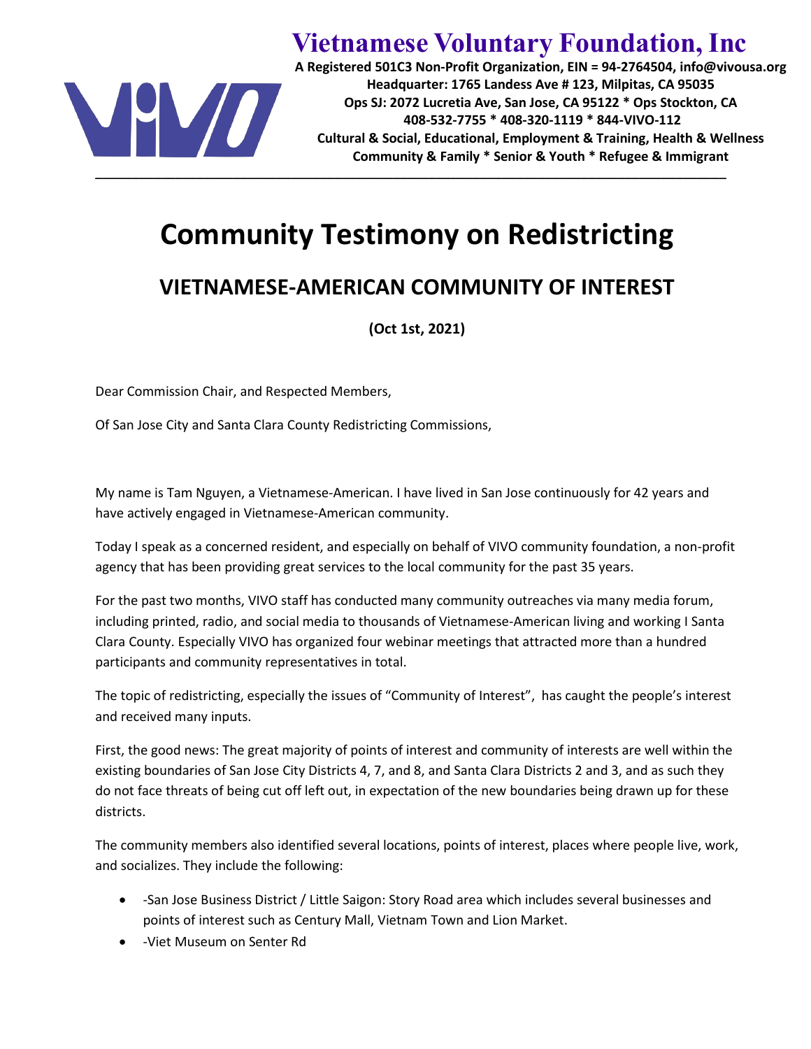# Vietnamese Voluntary Foundation, Inc

**A Registered 501C3 Non-Profit Organization, EIN = 94-2764504, info@vivousa.org**
**Headquarter: 1765 Landess Ave # 123, Milpitas, CA 95035**
**Ops SJ: 2072 Lucretia Ave, San Jose, CA 95122 * Ops Stockton, CA**
**408-532-7755 * 408-320-1119 * 844-VIVO-112**
**Cultural & Social, Educational, Employment & Training, Health & Wellness**
**Community & Family * Senior & Youth * Refugee & Immigrant**

---

# Community Testimony on Redistricting

## VIETNAMESE-AMERICAN COMMUNITY OF INTEREST

**(Oct 1st, 2021)**

Dear Commission Chair, and Respected Members,

Of San Jose City and Santa Clara County Redistricting Commissions,

My name is Tam Nguyen, a Vietnamese-American. I have lived in San Jose continuously for 42 years and have actively engaged in Vietnamese-American community.

Today I speak as a concerned resident, and especially on behalf of VIVO community foundation, a non-profit agency that has been providing great services to the local community for the past 35 years.

For the past two months, VIVO staff has conducted many community outreaches via many media forum, including printed, radio, and social media to thousands of Vietnamese-American living and working I Santa Clara County. Especially VIVO has organized four webinar meetings that attracted more than a hundred participants and community representatives in total.

The topic of redistricting, especially the issues of "Community of Interest", has caught the people's interest and received many inputs.

First, the good news: The great majority of points of interest and community of interests are well within the existing boundaries of San Jose City Districts 4, 7, and 8, and Santa Clara Districts 2 and 3, and as such they do not face threats of being cut off left out, in expectation of the new boundaries being drawn up for these districts.

The community members also identified several locations, points of interest, places where people live, work, and socializes. They include the following:

- -San Jose Business District / Little Saigon: Story Road area which includes several businesses and points of interest such as Century Mall, Vietnam Town and Lion Market.
- -Viet Museum on Senter Rd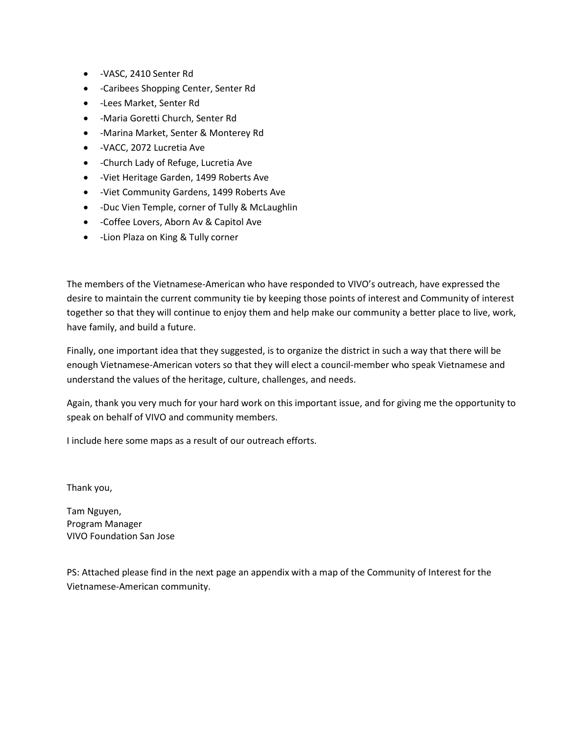- -VASC, 2410 Senter Rd
- -Caribees Shopping Center, Senter Rd
- -Lees Market, Senter Rd
- -Maria Goretti Church, Senter Rd
- -Marina Market, Senter & Monterey Rd
- -VACC, 2072 Lucretia Ave
- -Church Lady of Refuge, Lucretia Ave
- -Viet Heritage Garden, 1499 Roberts Ave
- -Viet Community Gardens, 1499 Roberts Ave
- -Duc Vien Temple, corner of Tully & McLaughlin
- -Coffee Lovers, Aborn Av & Capitol Ave
- -Lion Plaza on King & Tully corner

The members of the Vietnamese-American who have responded to VIVO's outreach, have expressed the desire to maintain the current community tie by keeping those points of interest and Community of interest together so that they will continue to enjoy them and help make our community a better place to live, work, have family, and build a future.

Finally, one important idea that they suggested, is to organize the district in such a way that there will be enough Vietnamese-American voters so that they will elect a council-member who speak Vietnamese and understand the values of the heritage, culture, challenges, and needs.

Again, thank you very much for your hard work on this important issue, and for giving me the opportunity to speak on behalf of VIVO and community members.

I include here some maps as a result of our outreach efforts.

Thank you,

Tam Nguyen,
Program Manager
VIVO Foundation San Jose

PS: Attached please find in the next page an appendix with a map of the Community of Interest for the Vietnamese-American community.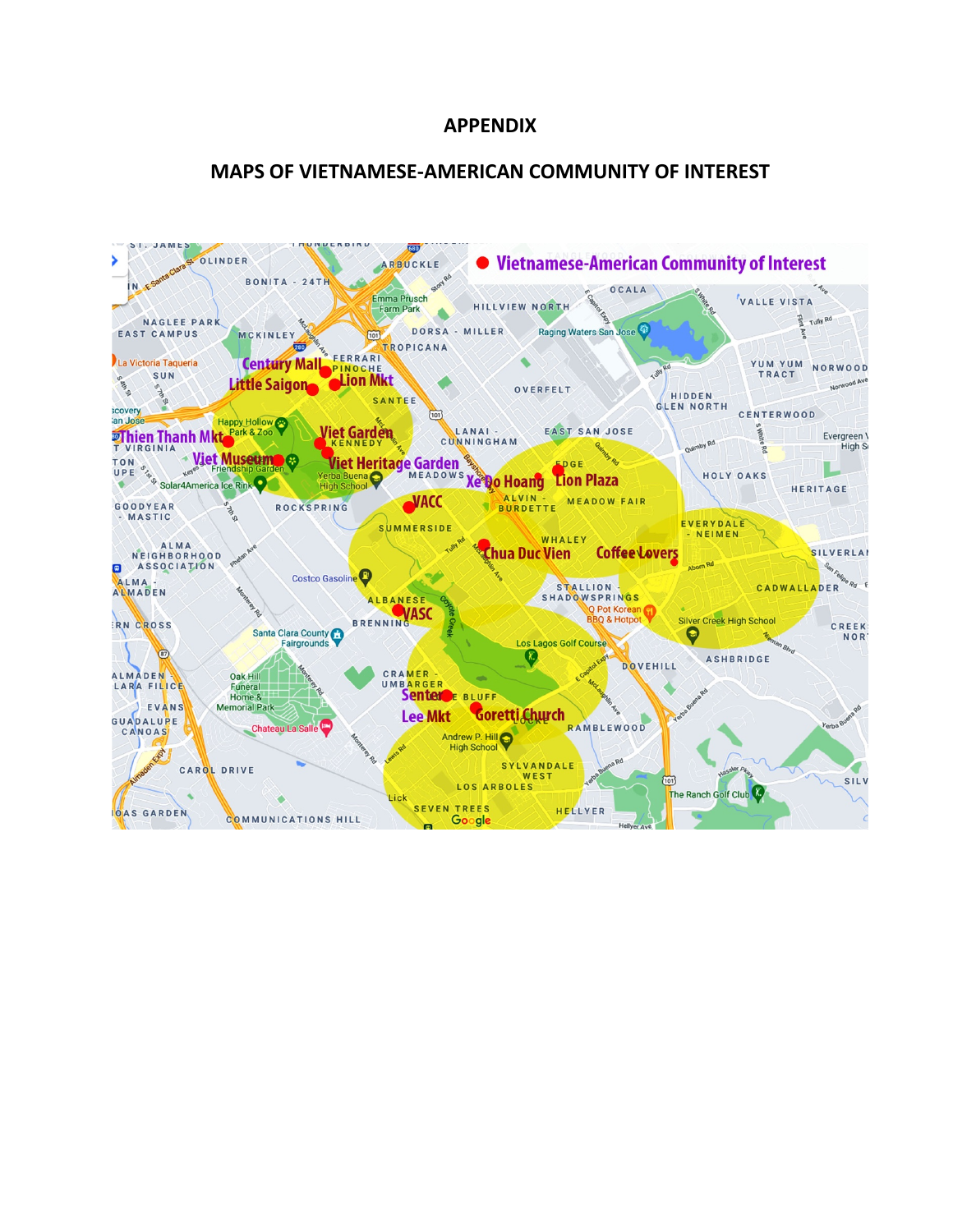# APPENDIX

## MAPS OF VIETNAMESE-AMERICAN COMMUNITY OF INTEREST

Vietnamese-American Community of Interest

Century Mall

Little Saigon

Lion Mkt

Thien Thanh Mkt

Viet Garden

Viet Museum

Viet Heritage Garden

Xe Do Hoang

Lion Plaza

VACC

Chua Duc Vien

Coffee Lovers

VASC

Senter

Lee Mkt

Goretti Church